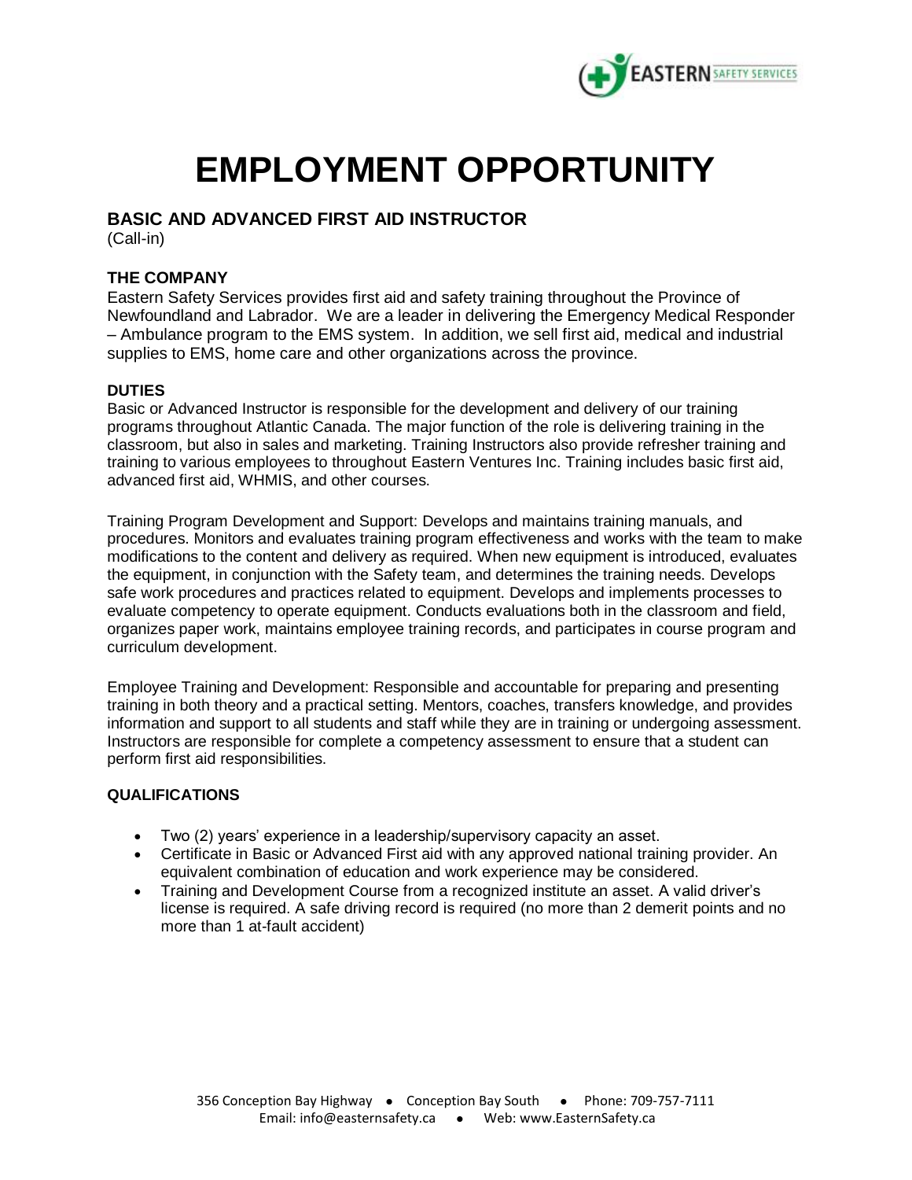# EMPLOYMENT OPPORTUNITY

## BASIC AND ADVANCED FIRST AID INSTRUCTOR

(Call-in)

### THE COMPANY

Eastern Safety Services provides first aid and safety training throughout the Province of Newfoundland and Labrador. We are a leader in delivering the Emergency Medical Responder – Ambulance program to the EMS system. In addition, we sell first aid, medical and industrial supplies to EMS, home care and other organizations across the province.

### DUTIES

Basic or Advanced Instructor is responsible for the development and delivery of our training programs throughout Atlantic Canada. The major function of the role is delivering training in the classroom, but also in sales and marketing. Training Instructors also provide refresher training and training to various employees to throughout Eastern Ventures Inc. Training includes basic first aid, advanced first aid, WHMIS, and other courses.

Training Program Development and Support: Develops and maintains training manuals, and procedures. Monitors and evaluates training program effectiveness and works with the team to make modifications to the content and delivery as required. When new equipment is introduced, evaluates the equipment, in conjunction with the Safety team, and determines the training needs. Develops safe work procedures and practices related to equipment. Develops and implements processes to evaluate competency to operate equipment. Conducts evaluations both in the classroom and field, organizes paper work, maintains employee training records, and participates in course program and curriculum development.

Employee Training and Development: Responsible and accountable for preparing and presenting training in both theory and a practical setting. Mentors, coaches, transfers knowledge, and provides information and support to all students and staff while they are in training or undergoing assessment. Instructors are responsible for complete a competency assessment to ensure that a student can perform first aid responsibilities.

### QUALIFICATIONS

- Two (2) years' experience in a leadership/supervisory capacity an asset.
- Certificate in Basic or Advanced First aid with any approved national training provider. An equivalent combination of education and work experience may be considered.
- Training and Development Course from a recognized institute an asset. A valid driver's license is required. A safe driving record is required (no more than 2 demerit points and no more than 1 at-fault accident)

356 Conception Bay Highway • Conception Bay South • Phone: 709-757-7111
Email: info@easternsafety.ca • Web: www.EasternSafety.ca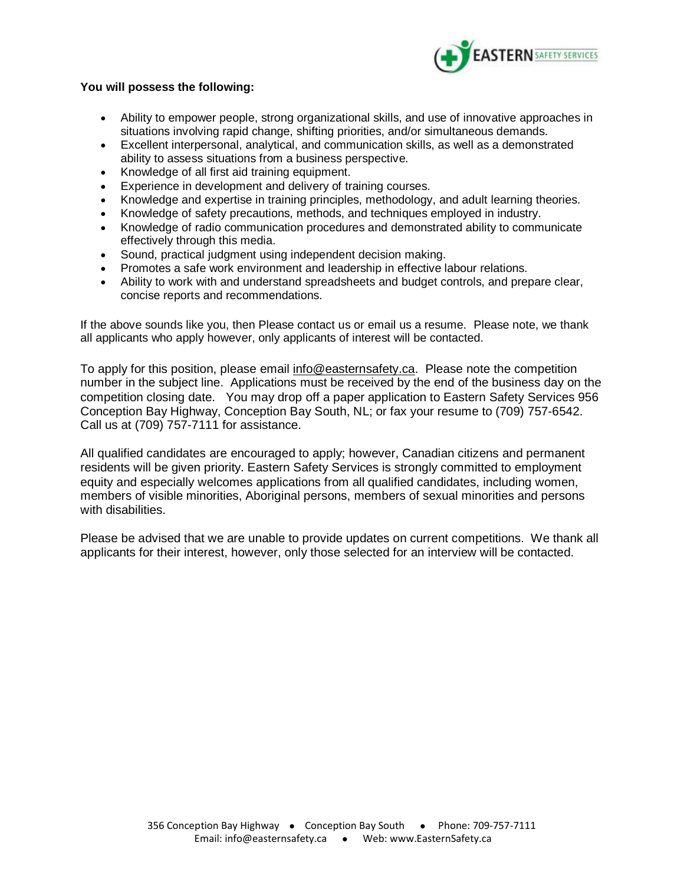**You will possess the following:**

- Ability to empower people, strong organizational skills, and use of innovative approaches in situations involving rapid change, shifting priorities, and/or simultaneous demands.
- Excellent interpersonal, analytical, and communication skills, as well as a demonstrated ability to assess situations from a business perspective.
- Knowledge of all first aid training equipment.
- Experience in development and delivery of training courses.
- Knowledge and expertise in training principles, methodology, and adult learning theories.
- Knowledge of safety precautions, methods, and techniques employed in industry.
- Knowledge of radio communication procedures and demonstrated ability to communicate effectively through this media.
- Sound, practical judgment using independent decision making.
- Promotes a safe work environment and leadership in effective labour relations.
- Ability to work with and understand spreadsheets and budget controls, and prepare clear, concise reports and recommendations.

If the above sounds like you, then Please contact us or email us a resume. Please note, we thank all applicants who apply however, only applicants of interest will be contacted.

To apply for this position, please email info@easternsafety.ca. Please note the competition number in the subject line. Applications must be received by the end of the business day on the competition closing date. You may drop off a paper application to Eastern Safety Services 956 Conception Bay Highway, Conception Bay South, NL; or fax your resume to (709) 757-6542. Call us at (709) 757-7111 for assistance.

All qualified candidates are encouraged to apply; however, Canadian citizens and permanent residents will be given priority. Eastern Safety Services is strongly committed to employment equity and especially welcomes applications from all qualified candidates, including women, members of visible minorities, Aboriginal persons, members of sexual minorities and persons with disabilities.

Please be advised that we are unable to provide updates on current competitions. We thank all applicants for their interest, however, only those selected for an interview will be contacted.